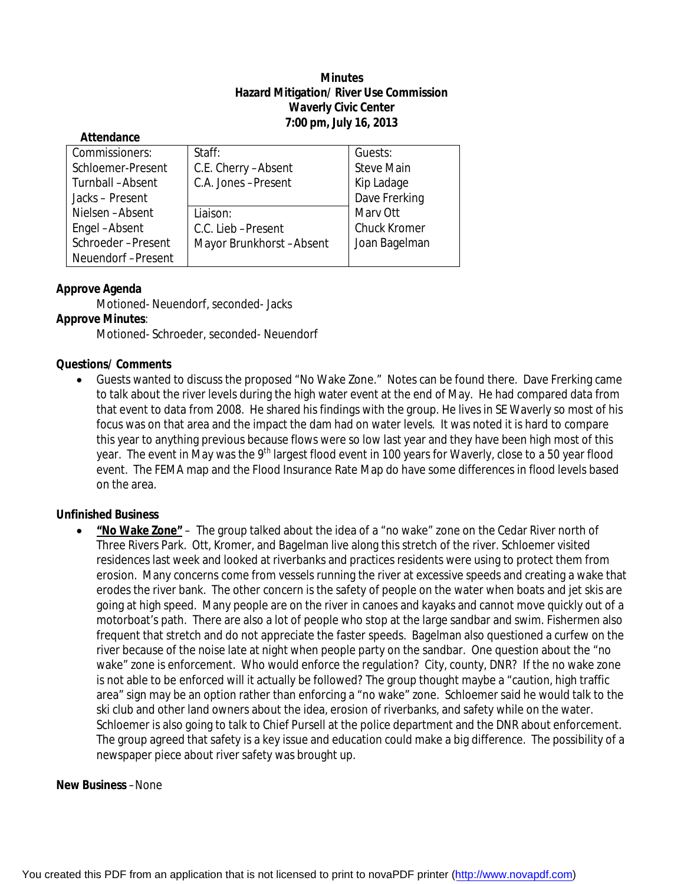**Minutes**
**Hazard Mitigation/ River Use Commission**
**Waverly Civic Center**
**7:00 pm, July 16, 2013**

**Attendance**

| Commissioners: | Staff: | Guests: |
|---|---|---|
| Schloemer-Present | C.E. Cherry –Absent | Steve Main |
| Turnball –Absent | C.A. Jones –Present | Kip Ladage |
| Jacks – Present | | Dave Frerking |
| Nielsen –Absent | Liaison: | Marv Ott |
| Engel –Absent | C.C. Lieb –Present | Chuck Kromer |
| Schroeder –Present | Mayor Brunkhorst –Absent | Joan Bagelman |
| Neuendorf –Present | | |

**Approve Agenda**

Motioned- Neuendorf, seconded- Jacks

**Approve Minutes**:

Motioned- Schroeder, seconded- Neuendorf

**Questions/ Comments**

- Guests wanted to discuss the proposed "No Wake Zone." Notes can be found there. Dave Frerking came to talk about the river levels during the high water event at the end of May. He had compared data from that event to data from 2008. He shared his findings with the group. He lives in SE Waverly so most of his focus was on that area and the impact the dam had on water levels. It was noted it is hard to compare this year to anything previous because flows were so low last year and they have been high most of this year. The event in May was the 9th largest flood event in 100 years for Waverly, close to a 50 year flood event. The FEMA map and the Flood Insurance Rate Map do have some differences in flood levels based on the area.

**Unfinished Business**

- **"No Wake Zone"** – The group talked about the idea of a "no wake" zone on the Cedar River north of Three Rivers Park. Ott, Kromer, and Bagelman live along this stretch of the river. Schloemer visited residences last week and looked at riverbanks and practices residents were using to protect them from erosion. Many concerns come from vessels running the river at excessive speeds and creating a wake that erodes the river bank. The other concern is the safety of people on the water when boats and jet skis are going at high speed. Many people are on the river in canoes and kayaks and cannot move quickly out of a motorboat's path. There are also a lot of people who stop at the large sandbar and swim. Fishermen also frequent that stretch and do not appreciate the faster speeds. Bagelman also questioned a curfew on the river because of the noise late at night when people party on the sandbar. One question about the "no wake" zone is enforcement. Who would enforce the regulation? City, county, DNR? If the no wake zone is not able to be enforced will it actually be followed? The group thought maybe a "caution, high traffic area" sign may be an option rather than enforcing a "no wake" zone. Schloemer said he would talk to the ski club and other land owners about the idea, erosion of riverbanks, and safety while on the water. Schloemer is also going to talk to Chief Pursell at the police department and the DNR about enforcement. The group agreed that safety is a key issue and education could make a big difference. The possibility of a newspaper piece about river safety was brought up.

**New Business** –None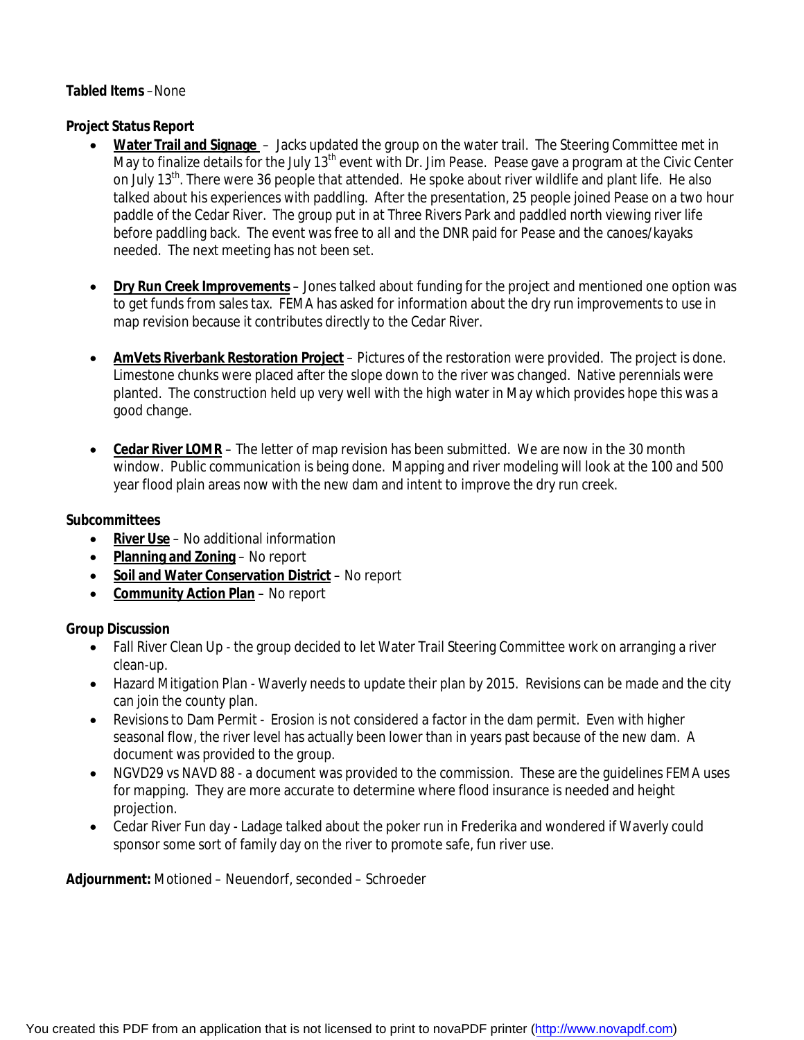**Tabled Items** – None

**Project Status Report**

- **Water Trail and Signage** – Jacks updated the group on the water trail. The Steering Committee met in May to finalize details for the July 13th event with Dr. Jim Pease. Pease gave a program at the Civic Center on July 13th. There were 36 people that attended. He spoke about river wildlife and plant life. He also talked about his experiences with paddling. After the presentation, 25 people joined Pease on a two hour paddle of the Cedar River. The group put in at Three Rivers Park and paddled north viewing river life before paddling back. The event was free to all and the DNR paid for Pease and the canoes/kayaks needed. The next meeting has not been set.

- **Dry Run Creek Improvements** – Jones talked about funding for the project and mentioned one option was to get funds from sales tax. FEMA has asked for information about the dry run improvements to use in map revision because it contributes directly to the Cedar River.

- **AmVets Riverbank Restoration Project** – Pictures of the restoration were provided. The project is done. Limestone chunks were placed after the slope down to the river was changed. Native perennials were planted. The construction held up very well with the high water in May which provides hope this was a good change.

- **Cedar River LOMR** – The letter of map revision has been submitted. We are now in the 30 month window. Public communication is being done. Mapping and river modeling will look at the 100 and 500 year flood plain areas now with the new dam and intent to improve the dry run creek.

**Subcommittees**

- **River Use** – No additional information
- **Planning and Zoning** – No report
- **Soil and Water Conservation District** – No report
- **Community Action Plan** – No report

**Group Discussion**

- Fall River Clean Up - the group decided to let Water Trail Steering Committee work on arranging a river clean-up.
- Hazard Mitigation Plan - Waverly needs to update their plan by 2015. Revisions can be made and the city can join the county plan.
- Revisions to Dam Permit - Erosion is not considered a factor in the dam permit. Even with higher seasonal flow, the river level has actually been lower than in years past because of the new dam. A document was provided to the group.
- NGVD29 vs NAVD 88 - a document was provided to the commission. These are the guidelines FEMA uses for mapping. They are more accurate to determine where flood insurance is needed and height projection.
- Cedar River Fun day - Ladage talked about the poker run in Frederika and wondered if Waverly could sponsor some sort of family day on the river to promote safe, fun river use.

**Adjournment:** Motioned – Neuendorf, seconded – Schroeder